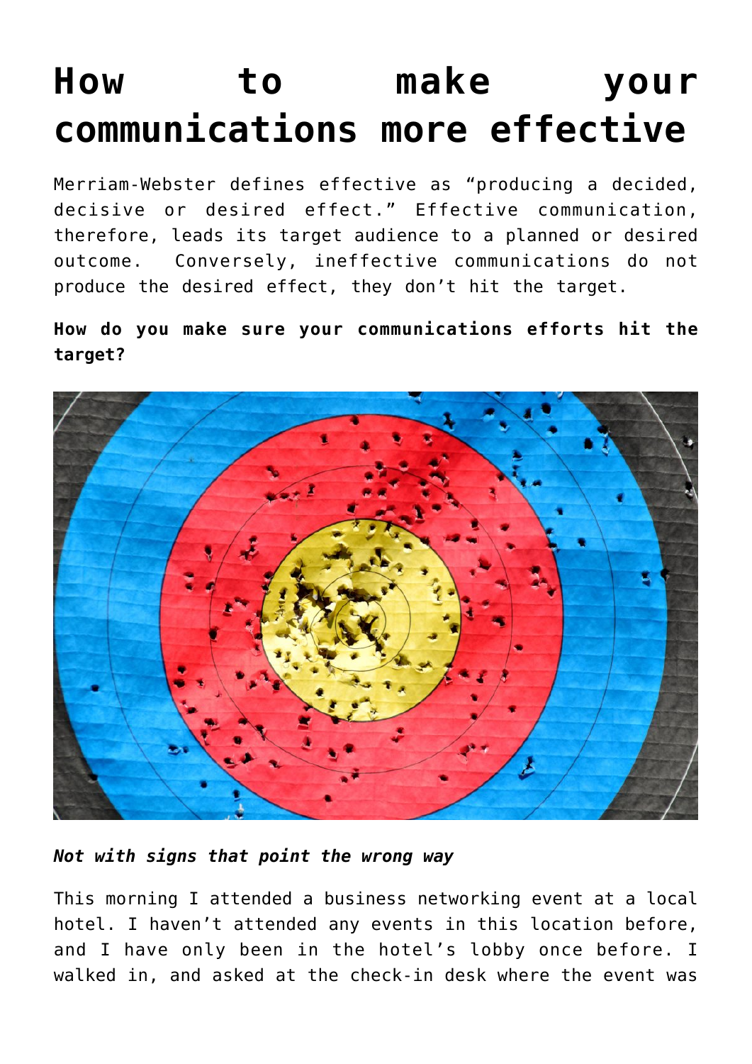# How to make your communications more effective

Merriam-Webster defines effective as "producing a decided, decisive or desired effect." Effective communication, therefore, leads its target audience to a planned or desired outcome. Conversely, ineffective communications do not produce the desired effect, they don't hit the target.

**How do you make sure your communications efforts hit the target?**

***Not with signs that point the wrong way***

This morning I attended a business networking event at a local hotel. I haven't attended any events in this location before, and I have only been in the hotel's lobby once before. I walked in, and asked at the check-in desk where the event was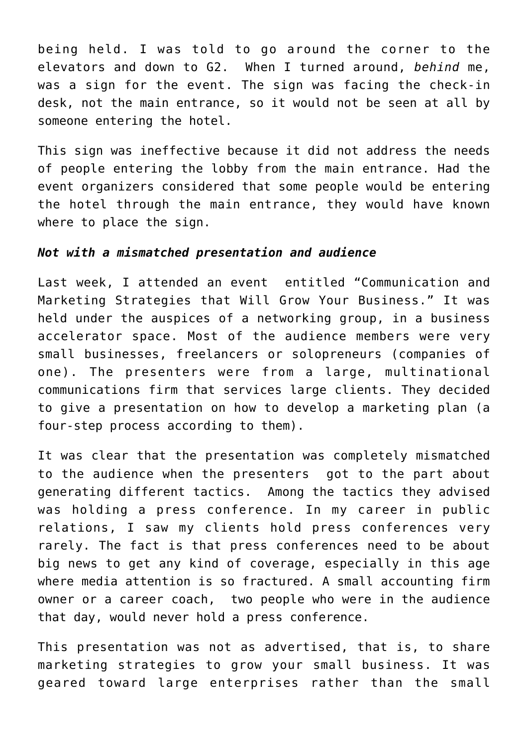being held. I was told to go around the corner to the elevators and down to G2. When I turned around, *behind* me, was a sign for the event. The sign was facing the check-in desk, not the main entrance, so it would not be seen at all by someone entering the hotel.

This sign was ineffective because it did not address the needs of people entering the lobby from the main entrance. Had the event organizers considered that some people would be entering the hotel through the main entrance, they would have known where to place the sign.

***Not with a mismatched presentation and audience***

Last week, I attended an event entitled "Communication and Marketing Strategies that Will Grow Your Business." It was held under the auspices of a networking group, in a business accelerator space. Most of the audience members were very small businesses, freelancers or solopreneurs (companies of one). The presenters were from a large, multinational communications firm that services large clients. They decided to give a presentation on how to develop a marketing plan (a four-step process according to them).

It was clear that the presentation was completely mismatched to the audience when the presenters got to the part about generating different tactics. Among the tactics they advised was holding a press conference. In my career in public relations, I saw my clients hold press conferences very rarely. The fact is that press conferences need to be about big news to get any kind of coverage, especially in this age where media attention is so fractured. A small accounting firm owner or a career coach, two people who were in the audience that day, would never hold a press conference.

This presentation was not as advertised, that is, to share marketing strategies to grow your small business. It was geared toward large enterprises rather than the small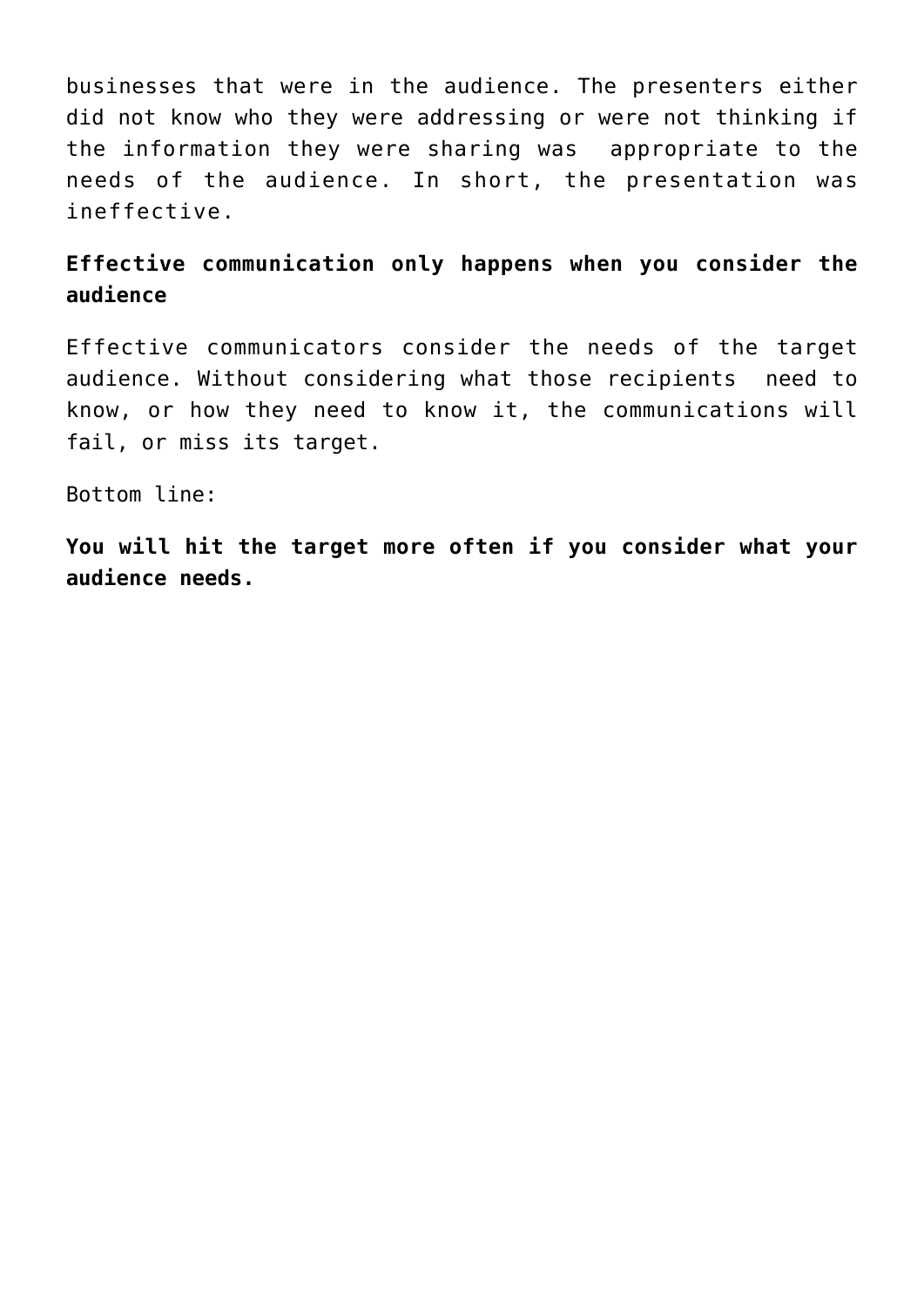businesses that were in the audience. The presenters either did not know who they were addressing or were not thinking if the information they were sharing was appropriate to the needs of the audience. In short, the presentation was ineffective.

**Effective communication only happens when you consider the audience**

Effective communicators consider the needs of the target audience. Without considering what those recipients need to know, or how they need to know it, the communications will fail, or miss its target.

Bottom line:

**You will hit the target more often if you consider what your audience needs.**